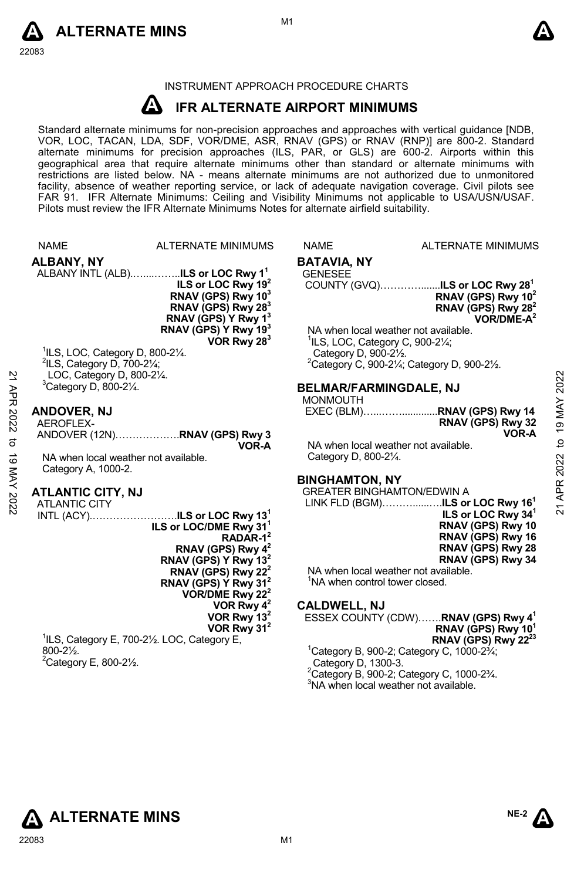INSTRUMENT APPROACH PROCEDURE CHARTS

# IFR ALTERNATE AIRPORT MINIMUMS

Standard alternate minimums for non-precision approaches and approaches with vertical guidance [NDB, VOR, LOC, TACAN, LDA, SDF, VOR/DME, ASR, RNAV (GPS) or RNAV (RNP)] are 800-2. Standard alternate minimums for precision approaches (ILS, PAR, or GLS) are 600-2. Airports within this geographical area that require alternate minimums other than standard or alternate minimums with restrictions are listed below. NA - means alternate minimums are not authorized due to unmonitored facility, absence of weather reporting service, or lack of adequate navigation coverage. Civil pilots see FAR 91. IFR Alternate Minimums: Ceiling and Visibility Minimums not applicable to USA/USN/USAF. Pilots must review the IFR Alternate Minimums Notes for alternate airfield suitability.

NAME — ALTERNATE MINIMUMS

## ALBANY, NY

ALBANY INTL (ALB)........**ILS or LOC Rwy 1**[1]
**ILS or LOC Rwy 19**[2]
**RNAV (GPS) Rwy 10**[3]
**RNAV (GPS) Rwy 28**[3]
**RNAV (GPS) Y Rwy 1**[3]
**RNAV (GPS) Y Rwy 19**[3]
**VOR Rwy 28**[3]

[1]ILS, LOC, Category D, 800-2¼.
[2]ILS, Category D, 700-2¼; LOC, Category D, 800-2¼.
[3]Category D, 800-2¼.

## ANDOVER, NJ

AEROFLEX-ANDOVER (12N)..................**RNAV (GPS) Rwy 3**
**VOR-A**

NA when local weather not available.
Category A, 1000-2.

## ATLANTIC CITY, NJ

ATLANTIC CITY INTL (ACY).........................**ILS or LOC Rwy 13**[1]
**ILS or LOC/DME Rwy 31**[1]
**RADAR-1**[2]
**RNAV (GPS) Rwy 4**[2]
**RNAV (GPS) Y Rwy 13**[2]
**RNAV (GPS) Rwy 22**[2]
**RNAV (GPS) Y Rwy 31**[2]
**VOR/DME Rwy 22**[2]
**VOR Rwy 4**[2]
**VOR Rwy 13**[2]
**VOR Rwy 31**[2]

[1]ILS, Category E, 700-2½. LOC, Category E, 800-2½.
[2]Category E, 800-2½.

## BATAVIA, NY

GENESEE COUNTY (GVQ)..................**ILS or LOC Rwy 28**[1]
**RNAV (GPS) Rwy 10**[2]
**RNAV (GPS) Rwy 28**[2]
**VOR/DME-A**[2]

NA when local weather not available.
[1]ILS, LOC, Category C, 900-2¼; Category D, 900-2½.
[2]Category C, 900-2¼; Category D, 900-2½.

## BELMAR/FARMINGDALE, NJ

MONMOUTH EXEC (BLM)......................**RNAV (GPS) Rwy 14**
**RNAV (GPS) Rwy 32**
**VOR-A**

NA when local weather not available.
Category D, 800-2¼.

## BINGHAMTON, NY

GREATER BINGHAMTON/EDWIN A LINK FLD (BGM)................**ILS or LOC Rwy 16**[1]
**ILS or LOC Rwy 34**[1]
**RNAV (GPS) Rwy 10**
**RNAV (GPS) Rwy 16**
**RNAV (GPS) Rwy 28**
**RNAV (GPS) Rwy 34**

NA when local weather not available.
[1]NA when control tower closed.

## CALDWELL, NJ

ESSEX COUNTY (CDW).......**RNAV (GPS) Rwy 4**[1]
**RNAV (GPS) Rwy 10**[1]
**RNAV (GPS) Rwy 22**[23]

[1]Category B, 900-2; Category C, 1000-2¾; Category D, 1300-3.
[2]Category B, 900-2; Category C, 1000-2¾.
[3]NA when local weather not available.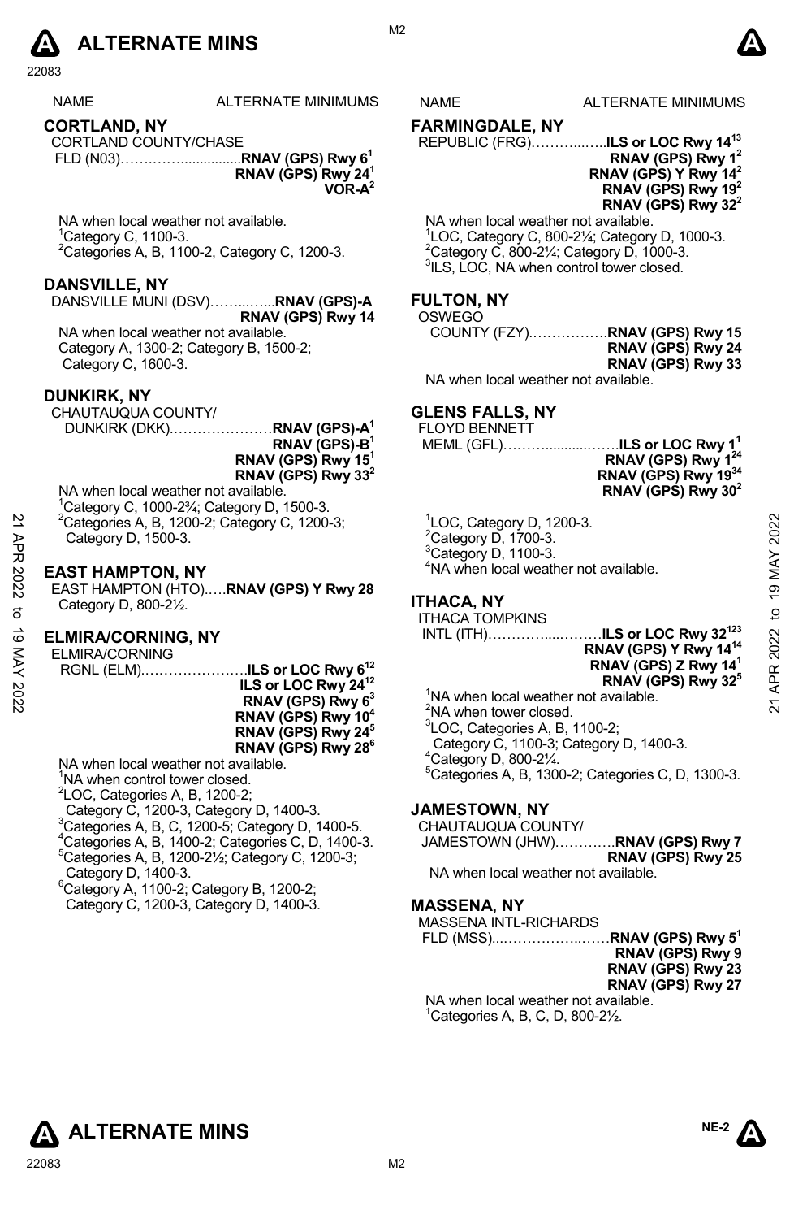# ALTERNATE MINS

| NAME | ALTERNATE MINIMUMS |
|---|---|

## CORTLAND, NY

CORTLAND COUNTY/CHASE FLD (N03)……….…...............**RNAV (GPS) Rwy 6**[1]
**RNAV (GPS) Rwy 24**[1]
**VOR-A**[2]

NA when local weather not available.
[1]Category C, 1100-3.
[2]Categories A, B, 1100-2, Category C, 1200-3.

## DANSVILLE, NY

DANSVILLE MUNI (DSV)……...…...**RNAV (GPS)-A**
**RNAV (GPS) Rwy 14**

NA when local weather not available.
Category A, 1300-2; Category B, 1500-2; Category C, 1600-3.

## DUNKIRK, NY

CHAUTAUQUA COUNTY/ DUNKIRK (DKK).…………………**RNAV (GPS)-A**[1]
**RNAV (GPS)-B**[1]
**RNAV (GPS) Rwy 15**[1]
**RNAV (GPS) Rwy 33**[2]

NA when local weather not available.
[1]Category C, 1000-2¾; Category D, 1500-3.
[2]Categories A, B, 1200-2; Category C, 1200-3; Category D, 1500-3.

## EAST HAMPTON, NY

EAST HAMPTON (HTO).….**RNAV (GPS) Y Rwy 28**
Category D, 800-2½.

## ELMIRA/CORNING, NY

ELMIRA/CORNING RGNL (ELM).…………………..**ILS or LOC Rwy 6**[12]
**ILS or LOC Rwy 24**[12]
**RNAV (GPS) Rwy 6**[3]
**RNAV (GPS) Rwy 10**[4]
**RNAV (GPS) Rwy 24**[5]
**RNAV (GPS) Rwy 28**[6]

NA when local weather not available.
[1]NA when control tower closed.
[2]LOC, Categories A, B, 1200-2; Category C, 1200-3, Category D, 1400-3.
[3]Categories A, B, C, 1200-5; Category D, 1400-5.
[4]Categories A, B, 1400-2; Categories C, D, 1400-3.
[5]Categories A, B, 1200-2½; Category C, 1200-3; Category D, 1400-3.
[6]Category A, 1100-2; Category B, 1200-2; Category C, 1200-3, Category D, 1400-3.

## FARMINGDALE, NY

REPUBLIC (FRG)………..…..**ILS or LOC Rwy 14**[13]
**RNAV (GPS) Rwy 1**[2]
**RNAV (GPS) Y Rwy 14**[2]
**RNAV (GPS) Rwy 19**[2]
**RNAV (GPS) Rwy 32**[2]

NA when local weather not available.
[1]LOC, Category C, 800-2¼; Category D, 1000-3.
[2]Category C, 800-2¼; Category D, 1000-3.
[3]ILS, LOC, NA when control tower closed.

## FULTON, NY

OSWEGO COUNTY (FZY).……………..**RNAV (GPS) Rwy 15**
**RNAV (GPS) Rwy 24**
**RNAV (GPS) Rwy 33**

NA when local weather not available.

## GLENS FALLS, NY

FLOYD BENNETT MEML (GFL)………..........…….**ILS or LOC Rwy 1**[1]
**RNAV (GPS) Rwy 1**[24]
**RNAV (GPS) Rwy 19**[34]
**RNAV (GPS) Rwy 30**[2]

[1]LOC, Category D, 1200-3.
[2]Category D, 1700-3.
[3]Category D, 1100-3.
[4]NA when local weather not available.

## ITHACA, NY

ITHACA TOMPKINS INTL (ITH)…………....………**ILS or LOC Rwy 32**[123]
**RNAV (GPS) Y Rwy 14**[14]
**RNAV (GPS) Z Rwy 14**[1]
**RNAV (GPS) Rwy 32**[5]

[1]NA when local weather not available.
[2]NA when tower closed.
[3]LOC, Categories A, B, 1100-2; Category C, 1100-3; Category D, 1400-3.
[4]Category D, 800-2¼.
[5]Categories A, B, 1300-2; Categories C, D, 1300-3.

## JAMESTOWN, NY

CHAUTAUQUA COUNTY/ JAMESTOWN (JHW)………….**RNAV (GPS) Rwy 7**
**RNAV (GPS) Rwy 25**

NA when local weather not available.

## MASSENA, NY

MASSENA INTL-RICHARDS FLD (MSS)...……………..……**RNAV (GPS) Rwy 5**[1]
**RNAV (GPS) Rwy 9**
**RNAV (GPS) Rwy 23**
**RNAV (GPS) Rwy 27**

NA when local weather not available.
[1]Categories A, B, C, D, 800-2½.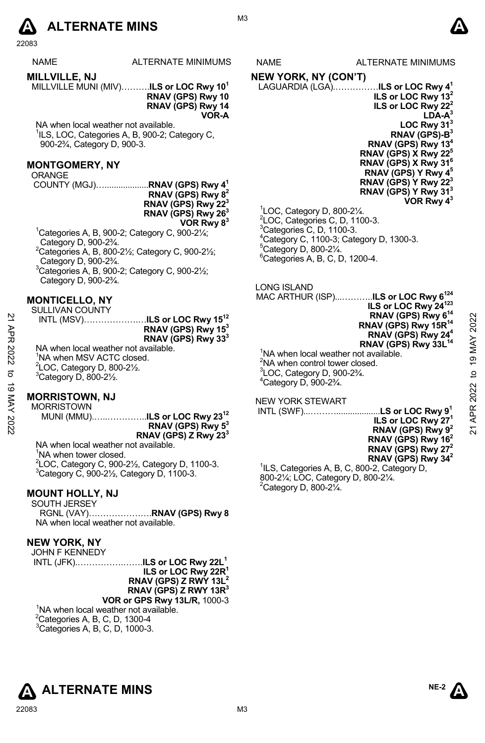# ALTERNATE MINS

| NAME | ALTERNATE MINIMUMS |
|---|---|

## MILLVILLE, NJ

MILLVILLE MUNI (MIV)……….**ILS or LOC Rwy 10**[1]
**RNAV (GPS) Rwy 10**
**RNAV (GPS) Rwy 14**
**VOR-A**

NA when local weather not available.
[1]ILS, LOC, Categories A, B, 900-2; Category C, 900-2¾, Category D, 900-3.

## MONTGOMERY, NY

ORANGE COUNTY (MGJ)…...................**RNAV (GPS) Rwy 4**[1]
**RNAV (GPS) Rwy 8**[2]
**RNAV (GPS) Rwy 22**[3]
**RNAV (GPS) Rwy 26**[3]
**VOR Rwy 8**[3]

[1]Categories A, B, 900-2; Category C, 900-2¼; Category D, 900-2¾.
[2]Categories A, B, 800-2½; Category C, 900-2½; Category D, 900-2¾.
[3]Categories A, B, 900-2; Category C, 900-2½; Category D, 900-2¾.

## MONTICELLO, NY

SULLIVAN COUNTY INTL (MSV)………………..…**ILS or LOC Rwy 15**[12]
**RNAV (GPS) Rwy 15**[3]
**RNAV (GPS) Rwy 33**[3]

NA when local weather not available.
[1]NA when MSV ACTC closed.
[2]LOC, Category D, 800-2½.
[3]Category D, 800-2½.

## MORRISTOWN, NJ

MORRISTOWN MUNI (MMU)..…..………...**ILS or LOC Rwy 23**[12]
**RNAV (GPS) Rwy 5**[3]
**RNAV (GPS) Z Rwy 23**[3]

NA when local weather not available.
[1]NA when tower closed.
[2]LOC, Category C, 900-2½, Category D, 1100-3.
[3]Category C, 900-2½, Category D, 1100-3.

## MOUNT HOLLY, NJ

SOUTH JERSEY RGNL (VAY)………………….**RNAV (GPS) Rwy 8**

NA when local weather not available.

## NEW YORK, NY

JOHN F KENNEDY INTL (JFK).…………….…….**ILS or LOC Rwy 22L**[1]
**ILS or LOC Rwy 22R**[1]
**RNAV (GPS) Z RWY 13L**[2]
**RNAV (GPS) Z RWY 13R**[3]
**VOR or GPS Rwy 13L/R,** 1000-3

[1]NA when local weather not available.
[2]Categories A, B, C, D, 1300-4
[3]Categories A, B, C, D, 1000-3.

## NEW YORK, NY (CON'T)

LAGUARDIA (LGA).……………**ILS or LOC Rwy 4**[1]
**ILS or LOC Rwy 13**[2]
**ILS or LOC Rwy 22**[2]
**LDA-A**[3]
**LOC Rwy 31**[3]
**RNAV (GPS)-B**[3]
**RNAV (GPS) Rwy 13**[4]
**RNAV (GPS) X Rwy 22**[5]
**RNAV (GPS) X Rwy 31**[6]
**RNAV (GPS) Y Rwy 4**[5]
**RNAV (GPS) Y Rwy 22**[3]
**RNAV (GPS) Y Rwy 31**[3]
**VOR Rwy 4**[3]

[1]LOC, Category D, 800-2¼.
[2]LOC, Categories C, D, 1100-3.
[3]Categories C, D, 1100-3.
[4]Category C, 1100-3; Category D, 1300-3.
[5]Category D, 800-2¼.
[6]Categories A, B, C, D, 1200-4.

LONG ISLAND MAC ARTHUR (ISP)...………..**ILS or LOC Rwy 6**[124]
**ILS or LOC Rwy 24**[123]
**RNAV (GPS) Rwy 6**[14]
**RNAV (GPS) Rwy 15R**[14]
**RNAV (GPS) Rwy 24**[4]
**RNAV (GPS) Rwy 33L**[14]

[1]NA when local weather not available.
[2]NA when control tower closed.
[3]LOC, Category D, 900-2¾.
[4]Category D, 900-2¾.

NEW YORK STEWART INTL (SWF)...………..................**LS or LOC Rwy 9**[1]
**ILS or LOC Rwy 27**[1]
**RNAV (GPS) Rwy 9**[2]
**RNAV (GPS) Rwy 16**[2]
**RNAV (GPS) Rwy 27**[2]
**RNAV (GPS) Rwy 34**[2]

[1]ILS, Categories A, B, C, 800-2, Category D, 800-2¼; LOC, Category D, 800-2¼.
[2]Category D, 800-2¼.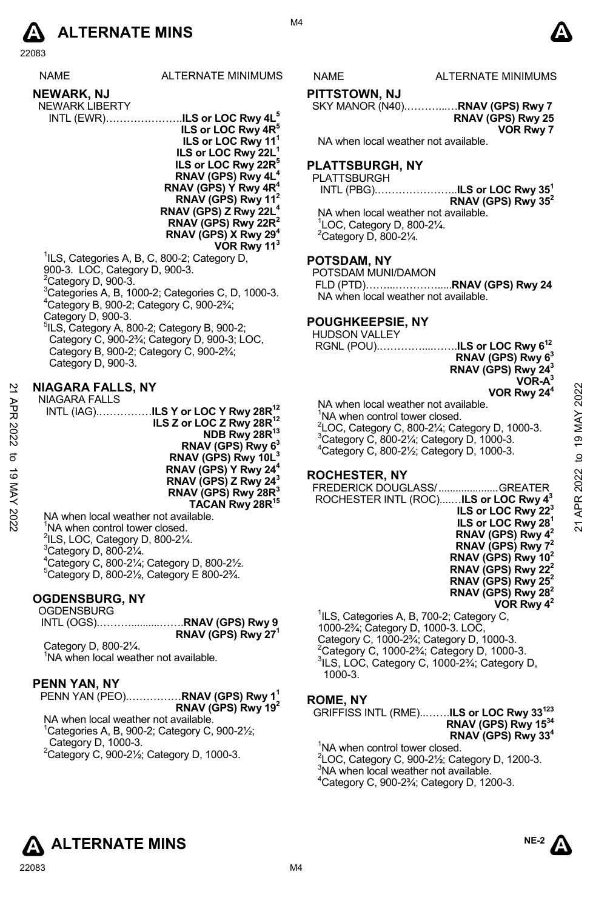| NAME | ALTERNATE MINIMUMS |
|---|---|

## NEWARK, NJ

NEWARK LIBERTY
INTL (EWR)……………………**ILS or LOC Rwy 4L**[5]
**ILS or LOC Rwy 4R**[5]
**ILS or LOC Rwy 11**[1]
**ILS or LOC Rwy 22L**[1]
**ILS or LOC Rwy 22R**[5]
**RNAV (GPS) Rwy 4L**[4]
**RNAV (GPS) Y Rwy 4R**[4]
**RNAV (GPS) Rwy 11**[2]
**RNAV (GPS) Z Rwy 22L**[4]
**RNAV (GPS) Rwy 22R**[2]
**RNAV (GPS) X Rwy 29**[4]
**VOR Rwy 11**[3]

[1]ILS, Categories A, B, C, 800-2; Category D, 900-3. LOC, Category D, 900-3.
[2]Category D, 900-3.
[3]Categories A, B, 1000-2; Categories C, D, 1000-3.
[4]Category B, 900-2; Category C, 900-2¾; Category D, 900-3.
[5]ILS, Category A, 800-2; Category B, 900-2; Category C, 900-2¾; Category D, 900-3; LOC, Category B, 900-2; Category C, 900-2¾; Category D, 900-3.

## NIAGARA FALLS, NY

NIAGARA FALLS
INTL (IAG)……………**ILS Y or LOC Y Rwy 28R**[12]
**ILS Z or LOC Z Rwy 28R**[12]
**NDB Rwy 28R**[13]
**RNAV (GPS) Rwy 6**[3]
**RNAV (GPS) Rwy 10L**[3]
**RNAV (GPS) Y Rwy 24**[4]
**RNAV (GPS) Z Rwy 24**[3]
**RNAV (GPS) Rwy 28R**[3]
**TACAN Rwy 28R**[15]

NA when local weather not available.
[1]NA when control tower closed.
[2]ILS, LOC, Category D, 800-2¼.
[3]Category D, 800-2¼.
[4]Category C, 800-2¼; Category D, 800-2½.
[5]Category D, 800-2½, Category E 800-2¾.

## OGDENSBURG, NY

OGDENSBURG
INTL (OGS)………..........…….**RNAV (GPS) Rwy 9**
**RNAV (GPS) Rwy 27**[1]

Category D, 800-2¼.
[1]NA when local weather not available.

## PENN YAN, NY

PENN YAN (PEO).……………**RNAV (GPS) Rwy 1**[1]
**RNAV (GPS) Rwy 19**[2]

NA when local weather not available.
[1]Categories A, B, 900-2; Category C, 900-2½; Category D, 1000-3.
[2]Category C, 900-2½; Category D, 1000-3.

## PITTSTOWN, NJ

SKY MANOR (N40).………...…**RNAV (GPS) Rwy 7**
**RNAV (GPS) Rwy 25**
**VOR Rwy 7**

NA when local weather not available.

## PLATTSBURGH, NY

PLATTSBURGH
INTL (PBG).…………………..**ILS or LOC Rwy 35**[1]
**RNAV (GPS) Rwy 35**[2]

NA when local weather not available.
[1]LOC, Category D, 800-2¼.
[2]Category D, 800-2¼.

## POTSDAM, NY

POTSDAM MUNI/DAMON
FLD (PTD)……...…………....**RNAV (GPS) Rwy 24**

NA when local weather not available.

## POUGHKEEPSIE, NY

HUDSON VALLEY
RGNL (POU).…………....…….**ILS or LOC Rwy 6**[12]
**RNAV (GPS) Rwy 6**[3]
**RNAV (GPS) Rwy 24**[3]
**VOR-A**[3]
**VOR Rwy 24**[4]

NA when local weather not available.
[1]NA when control tower closed.
[2]LOC, Category C, 800-2¼; Category D, 1000-3.
[3]Category C, 800-2¼; Category D, 1000-3.
[4]Category C, 800-2½; Category D, 1000-3.

## ROCHESTER, NY

FREDERICK DOUGLASS/.....................GREATER
ROCHESTER INTL (ROC)...….**ILS or LOC Rwy 4**[3]
**ILS or LOC Rwy 22**[3]
**ILS or LOC Rwy 28**[1]
**RNAV (GPS) Rwy 4**[2]
**RNAV (GPS) Rwy 7**[2]
**RNAV (GPS) Rwy 10**[2]
**RNAV (GPS) Rwy 22**[2]
**RNAV (GPS) Rwy 25**[2]
**RNAV (GPS) Rwy 28**[2]
**VOR Rwy 4**[2]

[1]ILS, Categories A, B, 700-2; Category C, 1000-2¾; Category D, 1000-3. LOC, Category C, 1000-2¾; Category D, 1000-3.
[2]Category C, 1000-2¾; Category D, 1000-3.
[3]ILS, LOC, Category C, 1000-2¾; Category D, 1000-3.

## ROME, NY

GRIFFISS INTL (RME)..…….**ILS or LOC Rwy 33**[123]
**RNAV (GPS) Rwy 15**[34]
**RNAV (GPS) Rwy 33**[4]

[1]NA when control tower closed.
[2]LOC, Category C, 900-2½; Category D, 1200-3.
[3]NA when local weather not available.
[4]Category C, 900-2¾; Category D, 1200-3.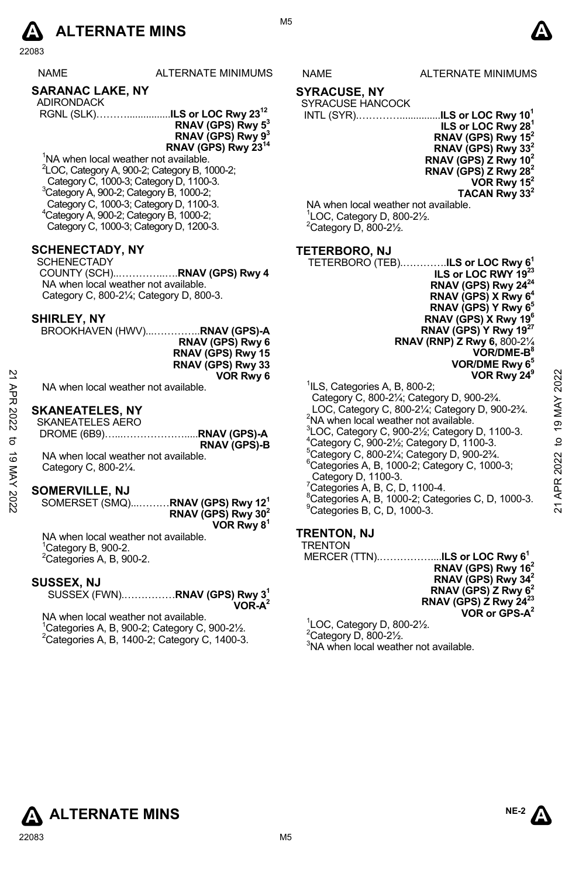# ALTERNATE MINS

| NAME | ALTERNATE MINIMUMS |
|---|---|

## SARANAC LAKE, NY

ADIRONDACK
RGNL (SLK)……….................**ILS or LOC Rwy 23**[1,2]
**RNAV (GPS) Rwy 5**[3]
**RNAV (GPS) Rwy 9**[3]
**RNAV (GPS) Rwy 23**[1,4]

[1]NA when local weather not available.
[2]LOC, Category A, 900-2; Category B, 1000-2; Category C, 1000-3; Category D, 1100-3.
[3]Category A, 900-2; Category B, 1000-2; Category C, 1000-3; Category D, 1100-3.
[4]Category A, 900-2; Category B, 1000-2; Category C, 1000-3; Category D, 1200-3.

## SCHENECTADY, NY

SCHENECTADY
COUNTY (SCH)..…………..….**RNAV (GPS) Rwy 4**
NA when local weather not available.
Category C, 800-2¼; Category D, 800-3.

## SHIRLEY, NY

BROOKHAVEN (HWV)...…………..**RNAV (GPS)-A**
**RNAV (GPS) Rwy 6**
**RNAV (GPS) Rwy 15**
**RNAV (GPS) Rwy 33**
**VOR Rwy 6**

NA when local weather not available.

## SKANEATELES, NY

SKANEATELES AERO
DROME (6B9)…...………………....**RNAV (GPS)-A**
**RNAV (GPS)-B**

NA when local weather not available.
Category C, 800-2¼.

## SOMERVILLE, NJ

SOMERSET (SMQ)...………**RNAV (GPS) Rwy 12**[1]
**RNAV (GPS) Rwy 30**[2]
**VOR Rwy 8**[1]

NA when local weather not available.
[1]Category B, 900-2.
[2]Categories A, B, 900-2.

## SUSSEX, NJ

SUSSEX (FWN).……………**RNAV (GPS) Rwy 3**[1]
**VOR-A**[2]

NA when local weather not available.
[1]Categories A, B, 900-2; Category C, 900-2½.
[2]Categories A, B, 1400-2; Category C, 1400-3.

## SYRACUSE, NY

SYRACUSE HANCOCK
INTL (SYR).………….............**ILS or LOC Rwy 10**[1]
**ILS or LOC Rwy 28**[1]
**RNAV (GPS) Rwy 15**[2]
**RNAV (GPS) Rwy 33**[2]
**RNAV (GPS) Z Rwy 10**[2]
**RNAV (GPS) Z Rwy 28**[2]
**VOR Rwy 15**[2]
**TACAN Rwy 33**[2]

NA when local weather not available.
[1]LOC, Category D, 800-2½.
[2]Category D, 800-2½.

## TETERBORO, NJ

TETERBORO (TEB).………….**ILS or LOC Rwy 6**[1]
**ILS or LOC RWY 19**[2,3]
**RNAV (GPS) Rwy 24**[2,4]
**RNAV (GPS) X Rwy 6**[4]
**RNAV (GPS) Y Rwy 6**[5]
**RNAV (GPS) X Rwy 19**[6]
**RNAV (GPS) Y Rwy 19**[2,7]
**RNAV (RNP) Z Rwy 6,** 800-2¼
**VOR/DME-B**[8]
**VOR/DME Rwy 6**[5]
**VOR Rwy 24**[9]

[1]ILS, Categories A, B, 800-2; Category C, 800-2¼; Category D, 900-2¾. LOC, Category C, 800-2¼; Category D, 900-2¾.
[2]NA when local weather not available.
[3]LOC, Category C, 900-2½; Category D, 1100-3.
[4]Category C, 900-2½; Category D, 1100-3.
[5]Category C, 800-2¼; Category D, 900-2¾.
[6]Categories A, B, 1000-2; Category C, 1000-3; Category D, 1100-3.
[7]Categories A, B, C, D, 1100-4.
[8]Categories A, B, 1000-2; Categories C, D, 1000-3.
[9]Categories B, C, D, 1000-3.

## TRENTON, NJ

TRENTON
MERCER (TTN).……………....**ILS or LOC Rwy 6**[1]
**RNAV (GPS) Rwy 16**[2]
**RNAV (GPS) Rwy 34**[2]
**RNAV (GPS) Z Rwy 6**[2]
**RNAV (GPS) Z Rwy 24**[2,3]
**VOR or GPS-A**[2]

[1]LOC, Category D, 800-2½.
[2]Category D, 800-2½.
[3]NA when local weather not available.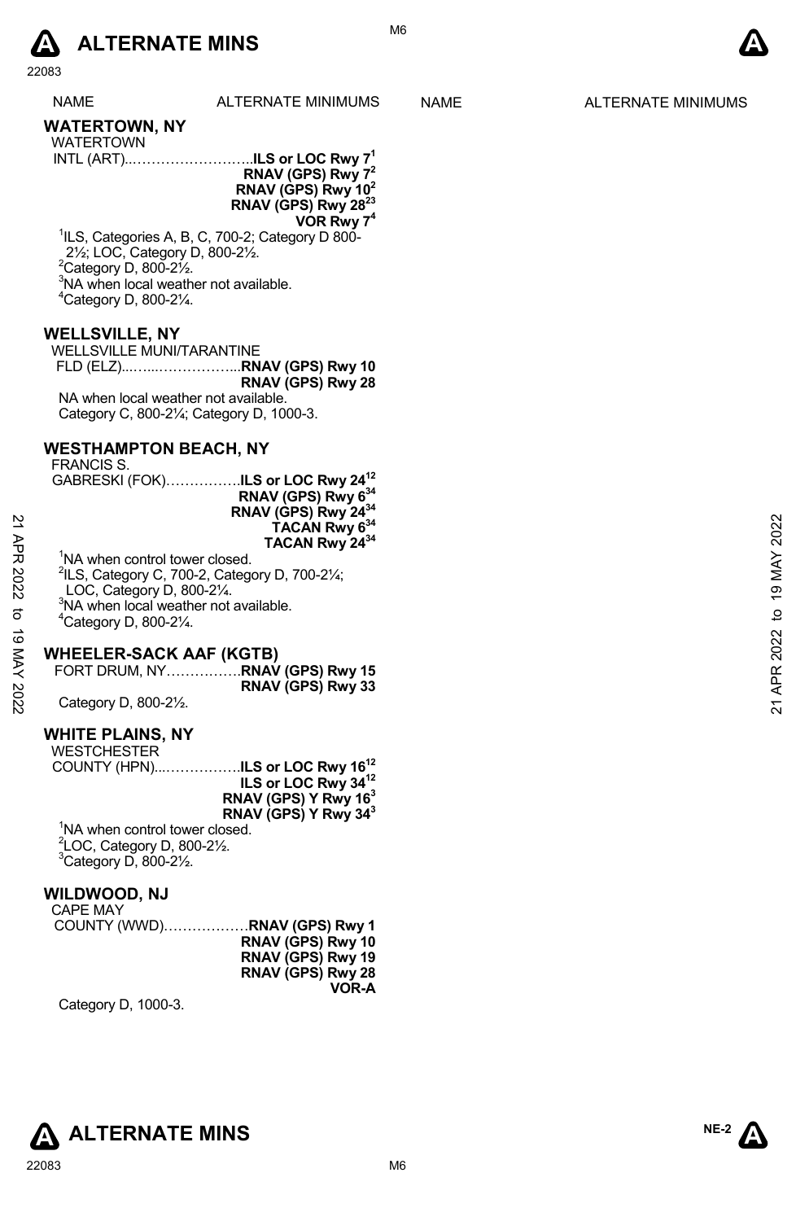# ALTERNATE MINS

| NAME | ALTERNATE MINIMUMS |
|---|---|

## WATERTOWN, NY

WATERTOWN INTL (ART)……………………..**ILS or LOC Rwy 7**[1]
**RNAV (GPS) Rwy 7**[2]
**RNAV (GPS) Rwy 10**[2]
**RNAV (GPS) Rwy 28**[23]
**VOR Rwy 7**[4]

[1]ILS, Categories A, B, C, 700-2; Category D 800-2½; LOC, Category D, 800-2½.
[2]Category D, 800-2½.
[3]NA when local weather not available.
[4]Category D, 800-2¼.

## WELLSVILLE, NY

WELLSVILLE MUNI/TARANTINE FLD (ELZ)...…...……………...**RNAV (GPS) Rwy 10**
**RNAV (GPS) Rwy 28**

NA when local weather not available.
Category C, 800-2¼; Category D, 1000-3.

## WESTHAMPTON BEACH, NY

FRANCIS S. GABRESKI (FOK)…………….**ILS or LOC Rwy 24**[12]
**RNAV (GPS) Rwy 6**[34]
**RNAV (GPS) Rwy 24**[34]
**TACAN Rwy 6**[34]
**TACAN Rwy 24**[34]

[1]NA when control tower closed.
[2]ILS, Category C, 700-2, Category D, 700-2¼; LOC, Category D, 800-2¼.
[3]NA when local weather not available.
[4]Category D, 800-2¼.

## WHEELER-SACK AAF (KGTB)

FORT DRUM, NY…………….**RNAV (GPS) Rwy 15**
**RNAV (GPS) Rwy 33**

Category D, 800-2½.

## WHITE PLAINS, NY

WESTCHESTER COUNTY (HPN)...……………..**ILS or LOC Rwy 16**[12]
**ILS or LOC Rwy 34**[12]
**RNAV (GPS) Y Rwy 16**[3]
**RNAV (GPS) Y Rwy 34**[3]

[1]NA when control tower closed.
[2]LOC, Category D, 800-2½.
[3]Category D, 800-2½.

## WILDWOOD, NJ

CAPE MAY COUNTY (WWD)………………**RNAV (GPS) Rwy 1**
**RNAV (GPS) Rwy 10**
**RNAV (GPS) Rwy 19**
**RNAV (GPS) Rwy 28**
**VOR-A**

Category D, 1000-3.